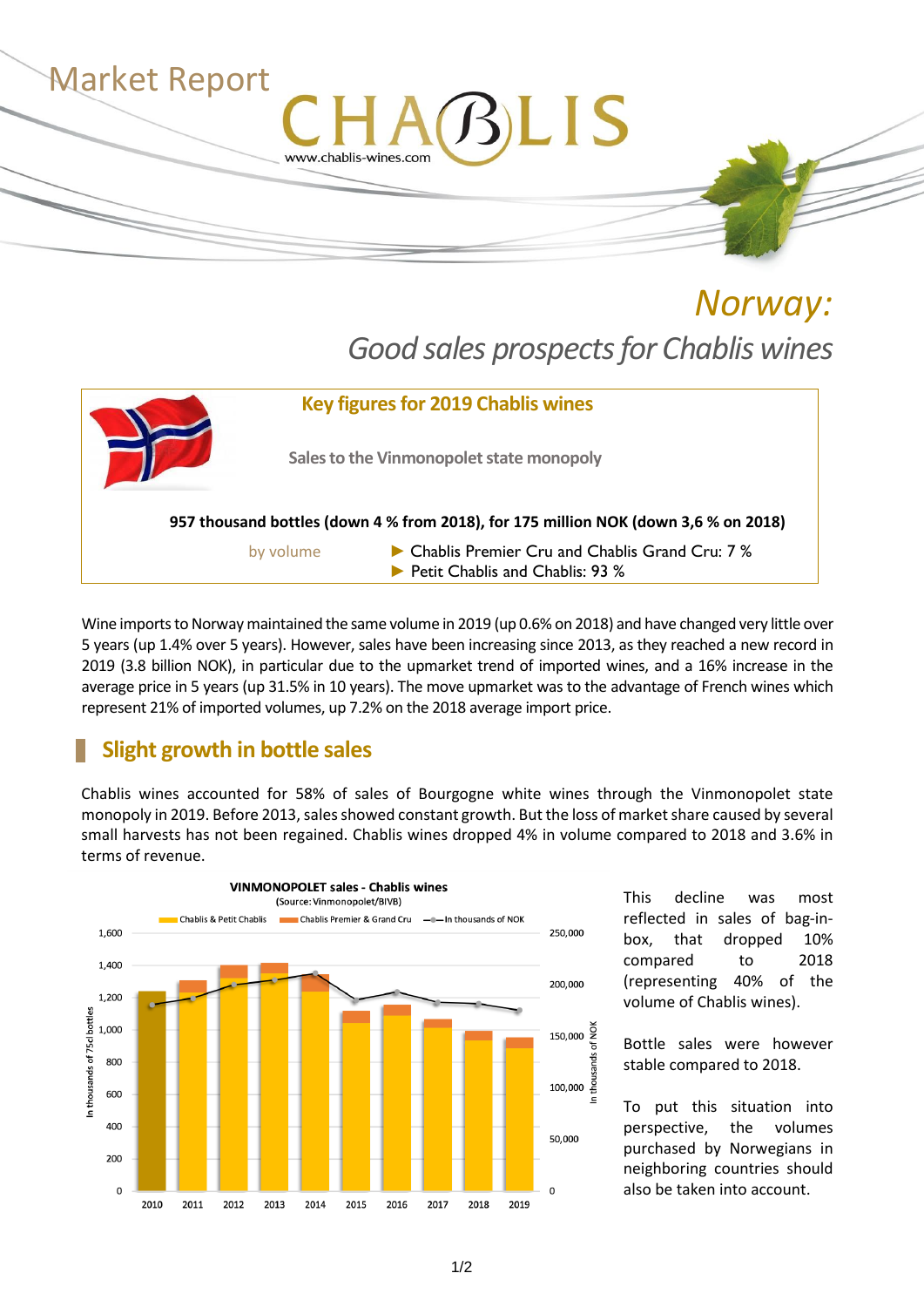Market Report

# CHABLIS

www.chablis-wines.com

# *Norway:*

## *Good sales prospects for Chablis wines*

**Key figures for 2019 Chablis wines**

**Sales to the Vinmonopolet state monopoly**

**957 thousand bottles (down 4 % from 2018), for 175 million NOK (down 3,6 % on 2018)**

by volume

- Chablis Premier Cru and Chablis Grand Cru: 7 %
- Petit Chablis and Chablis: 93 %

Wine imports to Norway maintained the same volume in 2019 (up 0.6% on 2018) and have changed very little over 5 years (up 1.4% over 5 years). However, sales have been increasing since 2013, as they reached a new record in 2019 (3.8 billion NOK), in particular due to the upmarket trend of imported wines, and a 16% increase in the average price in 5 years (up 31.5% in 10 years). The move upmarket was to the advantage of French wines which represent 21% of imported volumes, up 7.2% on the 2018 average import price.

## Slight growth in bottle sales

Chablis wines accounted for 58% of sales of Bourgogne white wines through the Vinmonopolet state monopoly in 2019. Before 2013, sales showed constant growth. But the loss of market share caused by several small harvests has not been regained. Chablis wines dropped 4% in volume compared to 2018 and 3.6% in terms of revenue.

**VINMONOPOLET sales - Chablis wines**
(Source: Vinmonopolet/BIVB)

This decline was most reflected in sales of bag-in-box, that dropped 10% compared to 2018 (representing 40% of the volume of Chablis wines).

Bottle sales were however stable compared to 2018.

To put this situation into perspective, the volumes purchased by Norwegians in neighboring countries should also be taken into account.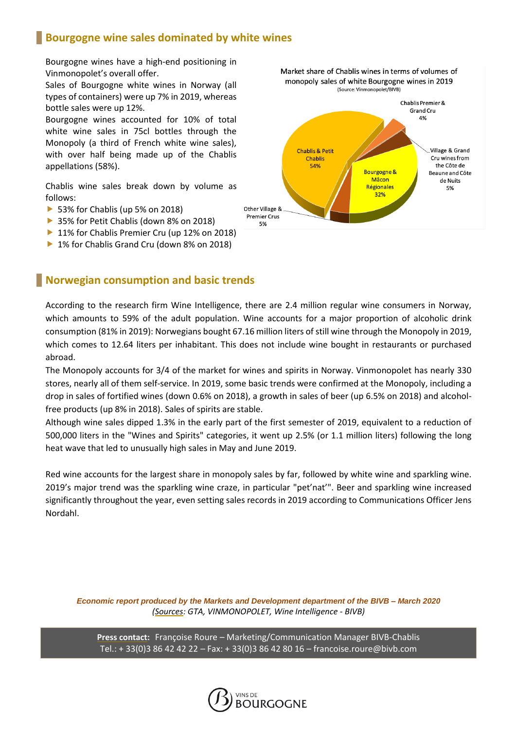## Bourgogne wine sales dominated by white wines

Bourgogne wines have a high-end positioning in Vinmonopolet's overall offer.
Sales of Bourgogne white wines in Norway (all types of containers) were up 7% in 2019, whereas bottle sales were up 12%.
Bourgogne wines accounted for 10% of total white wine sales in 75cl bottles through the Monopoly (a third of French white wine sales), with over half being made up of the Chablis appellations (58%).

Chablis wine sales break down by volume as follows:

- 53% for Chablis (up 5% on 2018)
- 35% for Petit Chablis (down 8% on 2018)
- 11% for Chablis Premier Cru (up 12% on 2018)
- 1% for Chablis Grand Cru (down 8% on 2018)

Market share of Chablis wines in terms of volumes of monopoly sales of white Bourgogne wines in 2019
(Source: Vinmonopolet/BIVB)

Chablis & Petit Chablis 54%
Chablis Premier & Grand Cru 4%
Village & Grand Cru wines from the Côte de Beaune and Côte de Nuits 5%
Bourgogne & Mâcon Régionales 32%
Other Village & Premier Crus 5%

## Norwegian consumption and basic trends

According to the research firm Wine Intelligence, there are 2.4 million regular wine consumers in Norway, which amounts to 59% of the adult population. Wine accounts for a major proportion of alcoholic drink consumption (81% in 2019): Norwegians bought 67.16 million liters of still wine through the Monopoly in 2019, which comes to 12.64 liters per inhabitant. This does not include wine bought in restaurants or purchased abroad.

The Monopoly accounts for 3/4 of the market for wines and spirits in Norway. Vinmonopolet has nearly 330 stores, nearly all of them self-service. In 2019, some basic trends were confirmed at the Monopoly, including a drop in sales of fortified wines (down 0.6% on 2018), a growth in sales of beer (up 6.5% on 2018) and alcohol-free products (up 8% in 2018). Sales of spirits are stable.

Although wine sales dipped 1.3% in the early part of the first semester of 2019, equivalent to a reduction of 500,000 liters in the "Wines and Spirits" categories, it went up 2.5% (or 1.1 million liters) following the long heat wave that led to unusually high sales in May and June 2019.

Red wine accounts for the largest share in monopoly sales by far, followed by white wine and sparkling wine. 2019's major trend was the sparkling wine craze, in particular "pet'nat'". Beer and sparkling wine increased significantly throughout the year, even setting sales records in 2019 according to Communications Officer Jens Nordahl.

***Economic report produced by the Markets and Development department of the BIVB – March 2020***
*(Sources: GTA, VINMONOPOLET, Wine Intelligence - BIVB)*

**Press contact:** Françoise Roure – Marketing/Communication Manager BIVB-Chablis
Tel.: + 33(0)3 86 42 42 22 – Fax: + 33(0)3 86 42 80 16 – francoise.roure@bivb.com

VINS DE BOURGOGNE